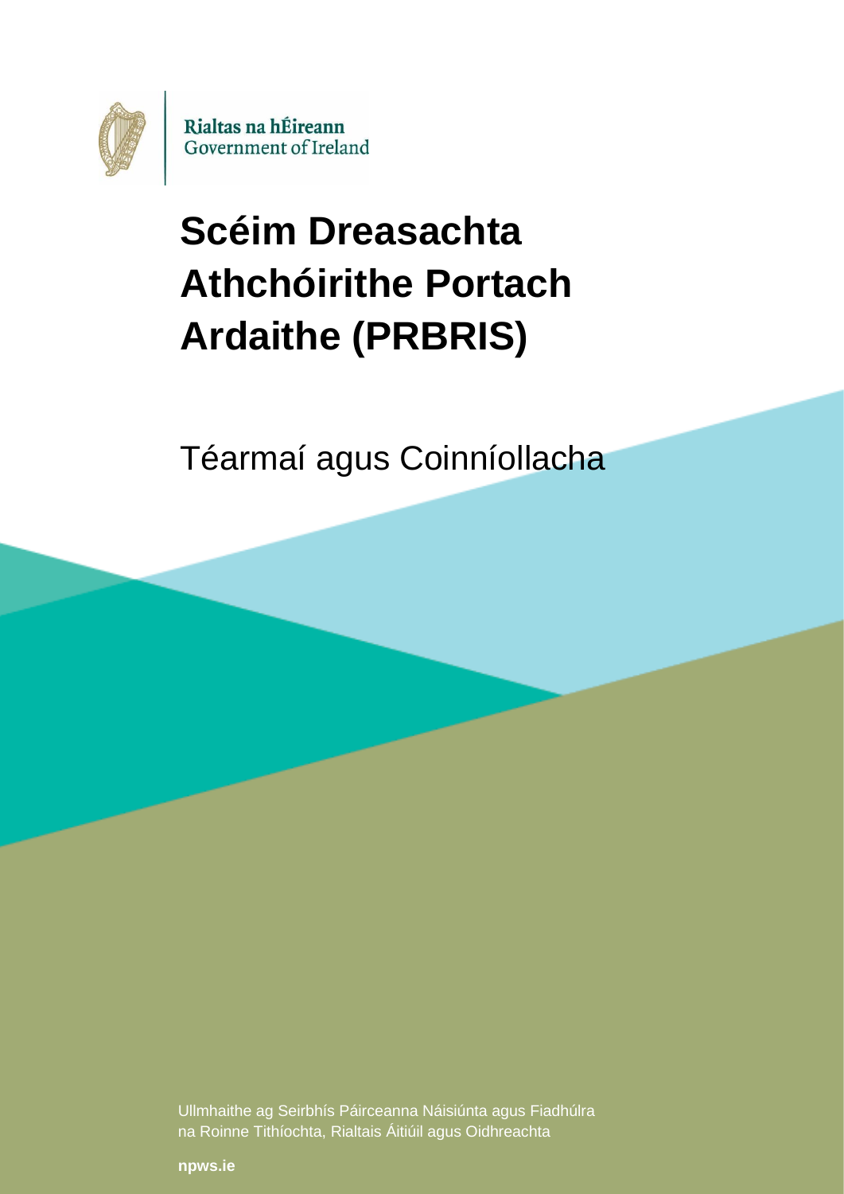Rialtas na hÉireann
Government of Ireland

# Scéim Dreasachta Athchóirithe Portach Ardaithe (PRBRIS)

## Téarmaí agus Coinníollacha

Ullmhaithe ag Seirbhís Páirceanna Náisiúnta agus Fiadhúlra na Roinne Tithíochta, Rialtais Áitiúil agus Oidhreachta

**npws.ie**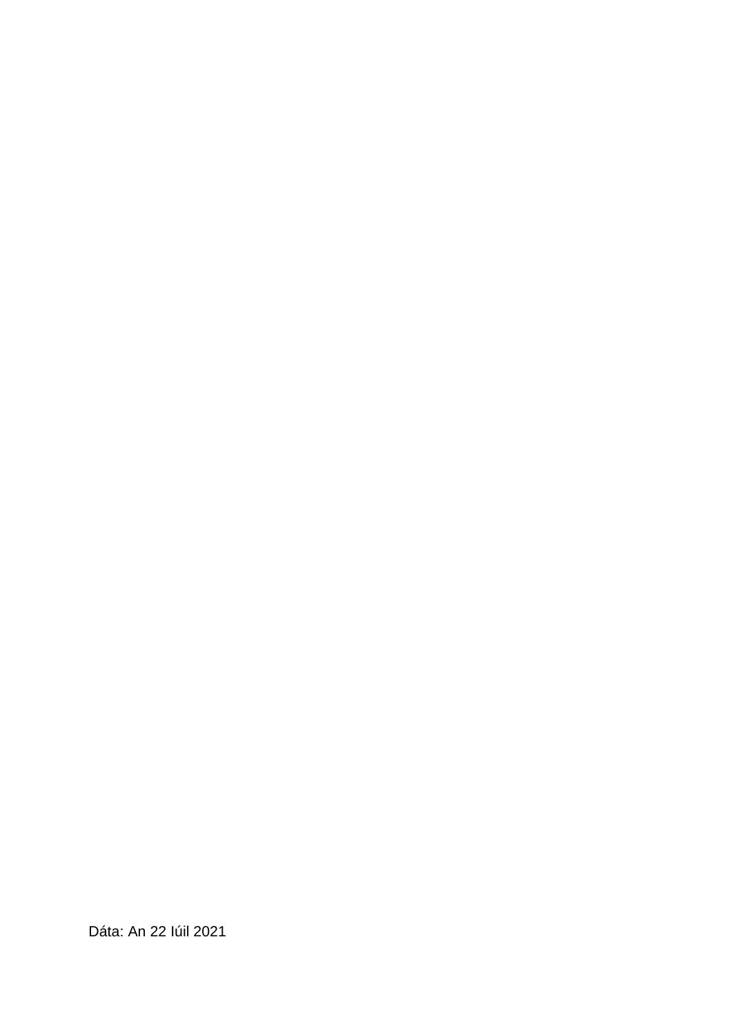Dáta: An 22 Iúil 2021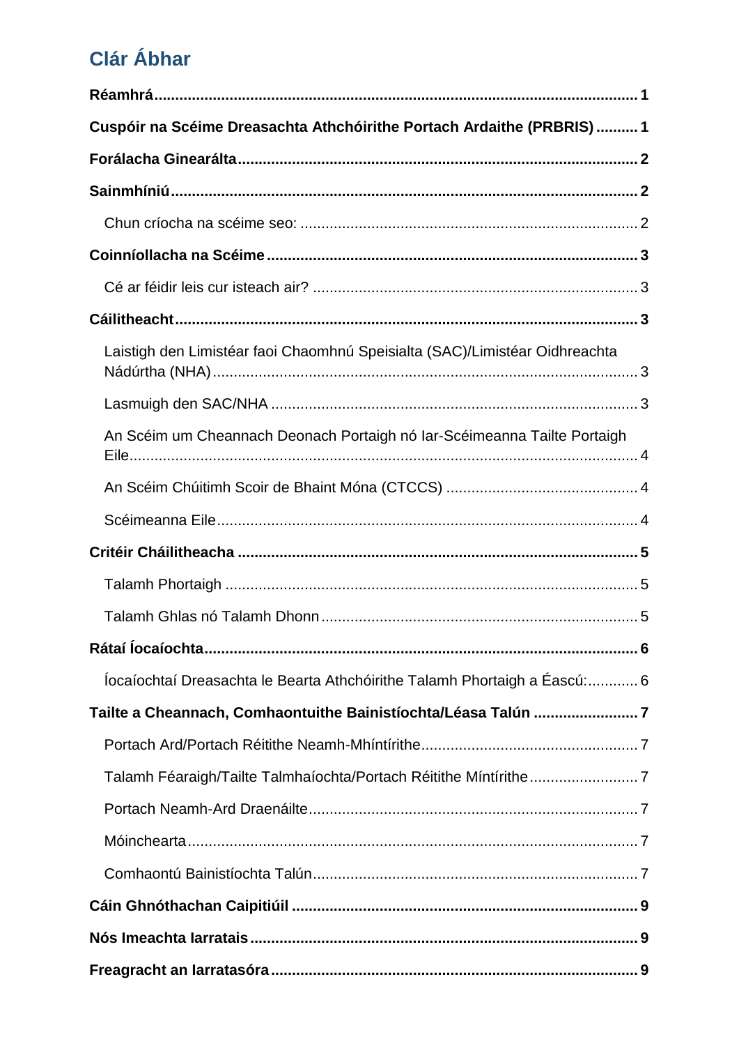## Clár Ábhar

**Réamhrá** ........................................................................................................................ **1**

**Cuspóir na Scéime Dreasachta Athchóirithe Portach Ardaithe (PRBRIS)** .......... **1**

**Forálacha Ginearálta** .................................................................................................. **2**

**Sainmhíniú** .................................................................................................................. **2**

- Chun críocha na scéime seo: ............................................................................... 2

**Coinníollacha na Scéime** ............................................................................................ **3**

- Cé ar féidir leis cur isteach air? ............................................................................ 3

**Cáilitheacht** ................................................................................................................. **3**

- Laistigh den Limistéar faoi Chaomhnú Speisialta (SAC)/Limistéar Oidhreachta Nádúrtha (NHA) ..................................................................................................... 3
- Lasmuigh den SAC/NHA ...................................................................................... 3
- An Scéim um Cheannach Deonach Portaigh nó Iar-Scéimeanna Tailte Portaigh Eile ........................................................................................................................ 4
- An Scéim Chúitimh Scoir de Bhaint Móna (CTCCS) ............................................ 4
- Scéimeanna Eile ................................................................................................... 4

**Critéir Cháilitheacha** ................................................................................................... **5**

- Talamh Phortaigh ................................................................................................. 5
- Talamh Ghlas nó Talamh Dhonn .......................................................................... 5

**Rátaí Íocaíochta** .......................................................................................................... **6**

- Íocaíochtaí Dreasachta le Bearta Athchóirithe Talamh Phortaigh a Éascú: ............ 6

**Tailte a Cheannach, Comhaontuithe Bainistíochta/Léasa Talún** ........................ **7**

- Portach Ard/Portach Réitithe Neamh-Mhíntírithe ................................................... 7
- Talamh Féaraigh/Tailte Talmhaíochta/Portach Réitithe Míntírithe .......................... 7
- Portach Neamh-Ard Draenáilte ............................................................................. 7
- Móinchearta .......................................................................................................... 7
- Comhaontú Bainistíochta Talún ............................................................................ 7

**Cáin Ghnóthachan Caipitiúil** ...................................................................................... **9**

**Nós Imeachta Iarratais** ................................................................................................ **9**

**Freagracht an Iarratasóra** .......................................................................................... **9**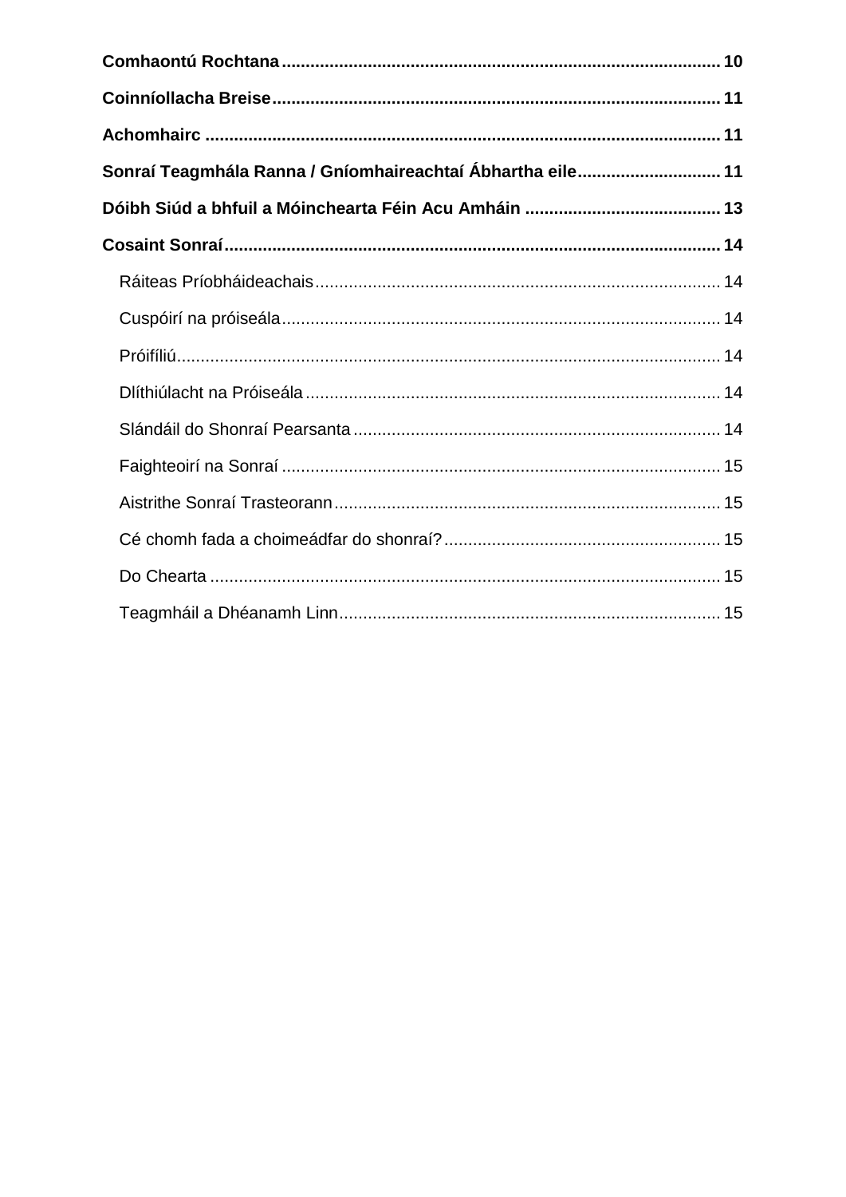**Comhaontú Rochtana** .......... 10

**Coinníollacha Breise** .......... 11

**Achomhairc** .......... 11

**Sonraí Teagmhála Ranna / Gníomhaireachtaí Ábhartha eile** .......... 11

**Dóibh Siúd a bhfuil a Móinchearta Féin Acu Amháin** .......... 13

**Cosaint Sonraí** .......... 14

- Ráiteas Príobháideachais .......... 14
- Cuspóirí na próiseála .......... 14
- Próifíliú .......... 14
- Dlíthiúlacht na Próiseála .......... 14
- Slándáil do Shonraí Pearsanta .......... 14
- Faighteoirí na Sonraí .......... 15
- Aistrithe Sonraí Trasteorann .......... 15
- Cé chomh fada a choimeádfar do shonraí? .......... 15
- Do Chearta .......... 15
- Teagmháil a Dhéanamh Linn .......... 15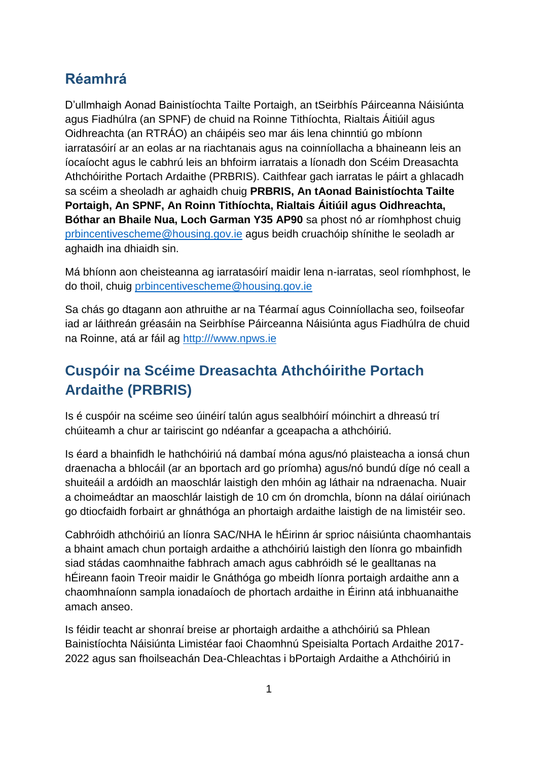## Réamhrá

D'ullmhaigh Aonad Bainistíochta Tailte Portaigh, an tSeirbhís Páirceanna Náisiúnta agus Fiadhúlra (an SPNF) de chuid na Roinne Tithíochta, Rialtais Áitiúil agus Oidhreachta (an RTRÁO) an cháipéis seo mar áis lena chinntiú go mbíonn iarratasóirí ar an eolas ar na riachtanais agus na coinníollacha a bhaineann leis an íocaíocht agus le cabhrú leis an bhfoirm iarratais a líonadh don Scéim Dreasachta Athchóirithe Portach Ardaithe (PRBRIS). Caithfear gach iarratas le páirt a ghlacadh sa scéim a sheoladh ar aghaidh chuig **PRBRIS, An tAonad Bainistíochta Tailte Portaigh, An SPNF, An Roinn Tithíochta, Rialtais Áitiúil agus Oidhreachta, Bóthar an Bhaile Nua, Loch Garman Y35 AP90** sa phost nó ar ríomhphost chuig prbincentivescheme@housing.gov.ie agus beidh cruachóip shínithe le seoladh ar aghaidh ina dhiaidh sin.

Má bhíonn aon cheisteanna ag iarratasóirí maidir lena n-iarratas, seol ríomhphost, le do thoil, chuig prbincentivescheme@housing.gov.ie

Sa chás go dtagann aon athruithe ar na Téarmaí agus Coinníollacha seo, foilseofar iad ar láithreán gréasáin na Seirbhíse Páirceanna Náisiúnta agus Fiadhúlra de chuid na Roinne, atá ar fáil ag http:///www.npws.ie

## Cuspóir na Scéime Dreasachta Athchóirithe Portach Ardaithe (PRBRIS)

Is é cuspóir na scéime seo úinéirí talún agus sealbhóirí móinchirt a dhreasú trí chúiteamh a chur ar tairiscint go ndéanfar a gceapacha a athchóiriú.

Is éard a bhainfidh le hathchóiriú ná dambaí móna agus/nó plaisteacha a ionsá chun draenacha a bhlocáil (ar an bportach ard go príomha) agus/nó bundú díge nó ceall a shuiteáil a ardóidh an maoschlár laistigh den mhóin ag láthair na ndraenacha. Nuair a choimeádtar an maoschlár laistigh de 10 cm ón dromchla, bíonn na dálaí oiriúnach go dtiocfaidh forbairt ar ghnáthóga an phortaigh ardaithe laistigh de na limistéir seo.

Cabhróidh athchóiriú an líonra SAC/NHA le hÉirinn ár sprioc náisiúnta chaomhantais a bhaint amach chun portaigh ardaithe a athchóiriú laistigh den líonra go mbainfidh siad stádas caomhnaithe fabhrach amach agus cabhróidh sé le gealltanas na hÉireann faoin Treoir maidir le Gnáthóga go mbeidh líonra portaigh ardaithe ann a chaomhnaíonn sampla ionadaíoch de phortach ardaithe in Éirinn atá inbhuanaithe amach anseo.

Is féidir teacht ar shonraí breise ar phortaigh ardaithe a athchóiriú sa Phlean Bainistíochta Náisiúnta Limistéar faoi Chaomhnú Speisialta Portach Ardaithe 2017-2022 agus san fhoilseachán Dea-Chleachtas i bPortaigh Ardaithe a Athchóiriú in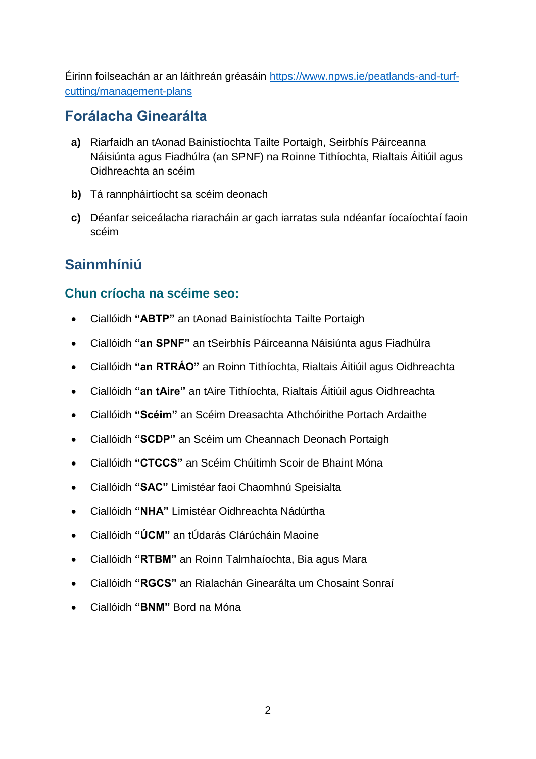Éirinn foilseachán ar an láithreán gréasáin [https://www.npws.ie/peatlands-and-turf-cutting/management-plans](https://www.npws.ie/peatlands-and-turf-cutting/management-plans)

## Forálacha Ginearálta

**a)** Riarfaidh an tAonad Bainistíochta Tailte Portaigh, Seirbhís Páirceanna Náisiúnta agus Fiadhúlra (an SPNF) na Roinne Tithíochta, Rialtais Áitiúil agus Oidhreachta an scéim

**b)** Tá rannpháirtíocht sa scéim deonach

**c)** Déanfar seiceálacha riaracháin ar gach iarratas sula ndéanfar íocaíochtaí faoin scéim

## Sainmhíniú

### Chun críocha na scéime seo:

- Ciallóidh **"ABTP"** an tAonad Bainistíochta Tailte Portaigh
- Ciallóidh **"an SPNF"** an tSeirbhís Páirceanna Náisiúnta agus Fiadhúlra
- Ciallóidh **"an RTRÁO"** an Roinn Tithíochta, Rialtais Áitiúil agus Oidhreachta
- Ciallóidh **"an tAire"** an tAire Tithíochta, Rialtais Áitiúil agus Oidhreachta
- Ciallóidh **"Scéim"** an Scéim Dreasachta Athchóirithe Portach Ardaithe
- Ciallóidh **"SCDP"** an Scéim um Cheannach Deonach Portaigh
- Ciallóidh **"CTCCS"** an Scéim Chúitimh Scoir de Bhaint Móna
- Ciallóidh **"SAC"** Limistéar faoi Chaomhnú Speisialta
- Ciallóidh **"NHA"** Limistéar Oidhreachta Nádúrtha
- Ciallóidh **"ÚCM"** an tÚdarás Clárúcháin Maoine
- Ciallóidh **"RTBM"** an Roinn Talmhaíochta, Bia agus Mara
- Ciallóidh **"RGCS"** an Rialachán Ginearálta um Chosaint Sonraí
- Ciallóidh **"BNM"** Bord na Móna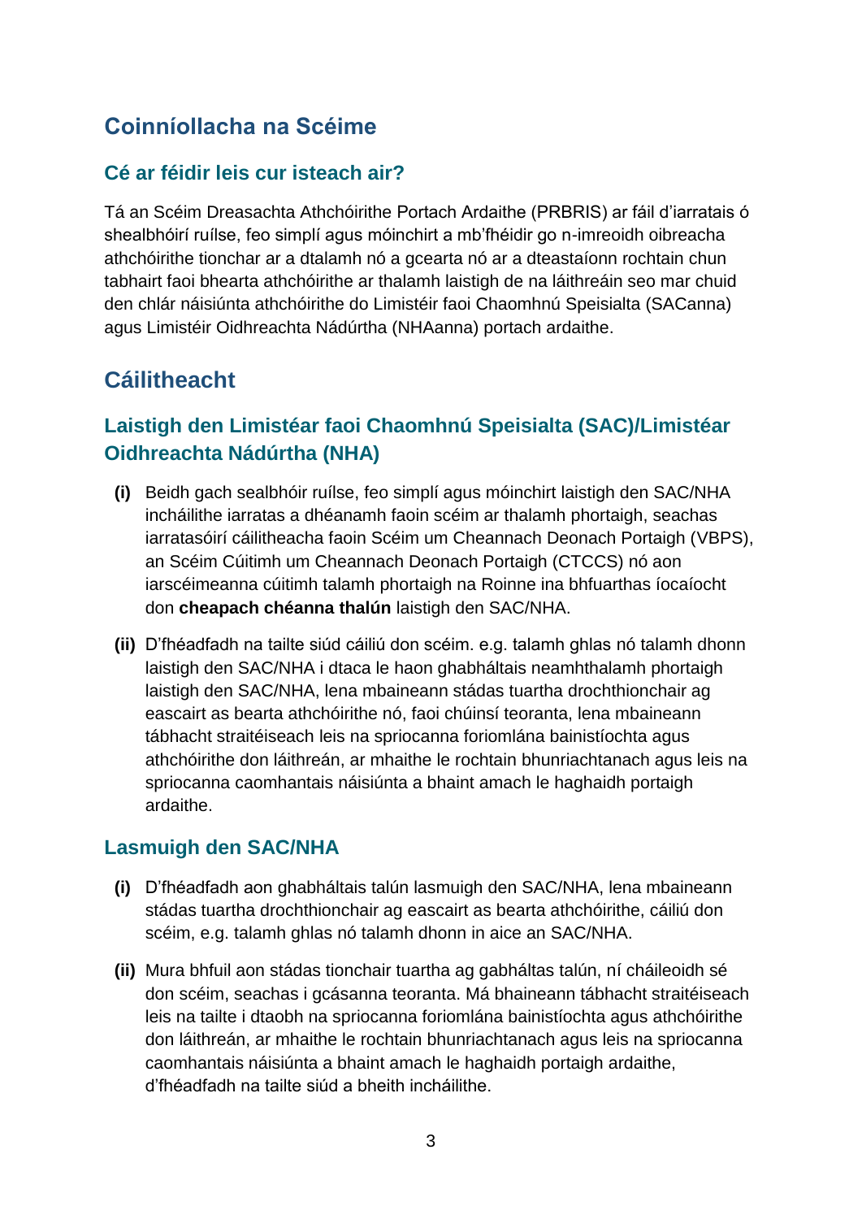## Coinníollacha na Scéime

### Cé ar féidir leis cur isteach air?

Tá an Scéim Dreasachta Athchóirithe Portach Ardaithe (PRBRIS) ar fáil d'iarratais ó shealbhóirí ruílse, feo simplí agus móinchirt a mb'fhéidir go n-imreoidh oibreacha athchóirithe tionchar ar a dtalamh nó a gcearta nó ar a dteastaíonn rochtain chun tabhairt faoi bhearta athchóirithe ar thalamh laistigh de na láithreáin seo mar chuid den chlár náisiúnta athchóirithe do Limistéir faoi Chaomhnú Speisialta (SACanna) agus Limistéir Oidhreachta Nádúrtha (NHAanna) portach ardaithe.

## Cáilitheacht

### Laistigh den Limistéar faoi Chaomhnú Speisialta (SAC)/Limistéar Oidhreachta Nádúrtha (NHA)

**(i)** Beidh gach sealbhóir ruílse, feo simplí agus móinchirt laistigh den SAC/NHA incháilithe iarratas a dhéanamh faoin scéim ar thalamh phortaigh, seachas iarratasóirí cáilitheacha faoin Scéim um Cheannach Deonach Portaigh (VBPS), an Scéim Cúitimh um Cheannach Deonach Portaigh (CTCCS) nó aon iarscéimeanna cúitimh talamh phortaigh na Roinne ina bhfuarthas íocaíocht don **cheapach chéanna thalún** laistigh den SAC/NHA.

**(ii)** D'fhéadfadh na tailte siúd cáiliú don scéim. e.g. talamh ghlas nó talamh dhonn laistigh den SAC/NHA i dtaca le haon ghabhháltais neamhthalamh phortaigh laistigh den SAC/NHA, lena mbaineann stádas tuartha drochthionchair ag eascairt as bearta athchóirithe nó, faoi chúinsí teoranta, lena mbaineann tábhacht straitéiseach leis na spriocanna foriomlána bainistíochta agus athchóirithe don láithreán, ar mhaithe le rochtain bhunriachtanach agus leis na spriocanna caomhantais náisiúnta a bhaint amach le haghaidh portaigh ardaithe.

### Lasmuigh den SAC/NHA

**(i)** D'fhéadfadh aon ghabhháltais talún lasmuigh den SAC/NHA, lena mbaineann stádas tuartha drochthionchair ag eascairt as bearta athchóirithe, cáiliú don scéim, e.g. talamh ghlas nó talamh dhonn in aice an SAC/NHA.

**(ii)** Mura bhfuil aon stádas tionchair tuartha ag gabháltas talún, ní cháileoidh sé don scéim, seachas i gcásanna teoranta. Má bhaineann tábhacht straitéiseach leis na tailte i dtaobh na spriocanna foriomlána bainistíochta agus athchóirithe don láithreán, ar mhaithe le rochtain bhunriachtanach agus leis na spriocanna caomhantais náisiúnta a bhaint amach le haghaidh portaigh ardaithe, d'fhéadfadh na tailte siúd a bheith incháilithe.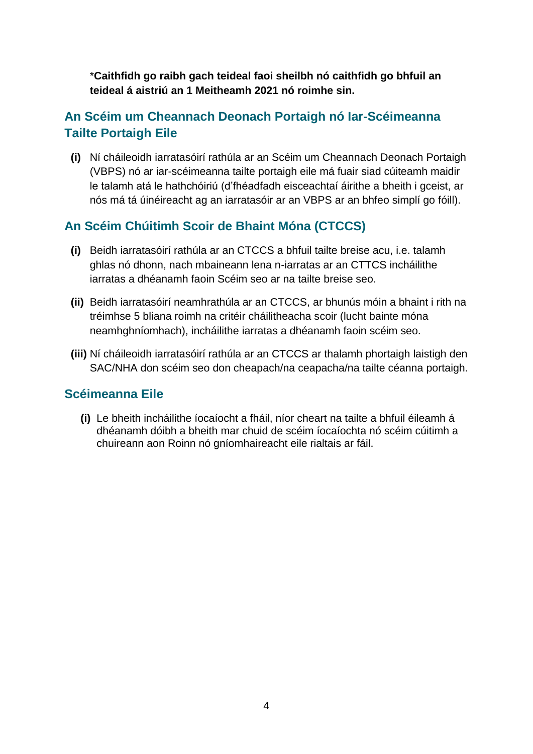\***Caithfidh go raibh gach teideal faoi sheilbh nó caithfidh go bhfuil an teideal á aistriú an 1 Meitheamh 2021 nó roimhe sin.**

## An Scéim um Cheannach Deonach Portaigh nó Iar-Scéimeanna Tailte Portaigh Eile

**(i)** Ní cháileoidh iarratasóirí rathúla ar an Scéim um Cheannach Deonach Portaigh (VBPS) nó ar iar-scéimeanna tailte portaigh eile má fuair siad cúiteamh maidir le talamh atá le hathchóiriú (d'fhéadfadh eisceachtaí áirithe a bheith i gceist, ar nós má tá úinéireacht ag an iarratasóir ar an VBPS ar an bhfeo simplí go fóill).

## An Scéim Chúitimh Scoir de Bhaint Móna (CTCCS)

**(i)** Beidh iarratasóirí rathúla ar an CTCCS a bhfuil tailte breise acu, i.e. talamh ghlas nó dhonn, nach mbaineann lena n-iarratas ar an CTTCS incháilithe iarratas a dhéanamh faoin Scéim seo ar na tailte breise seo.

**(ii)** Beidh iarratasóirí neamhrathúla ar an CTCCS, ar bhunús móin a bhaint i rith na tréimhse 5 bliana roimh na critéir cháilitheacha scoir (lucht bainte móna neamhghníomhach), incháilithe iarratas a dhéanamh faoin scéim seo.

**(iii)** Ní cháileoidh iarratasóirí rathúla ar an CTCCS ar thalamh phortaigh laistigh den SAC/NHA don scéim seo don cheapach/na ceapacha/na tailte céanna portaigh.

## Scéimeanna Eile

**(i)** Le bheith incháilithe íocaíocht a fháil, níor cheart na tailte a bhfuil éileamh á dhéanamh dóibh a bheith mar chuid de scéim íocaíochta nó scéim cúitimh a chuireann aon Roinn nó gníomhaireacht eile rialtais ar fáil.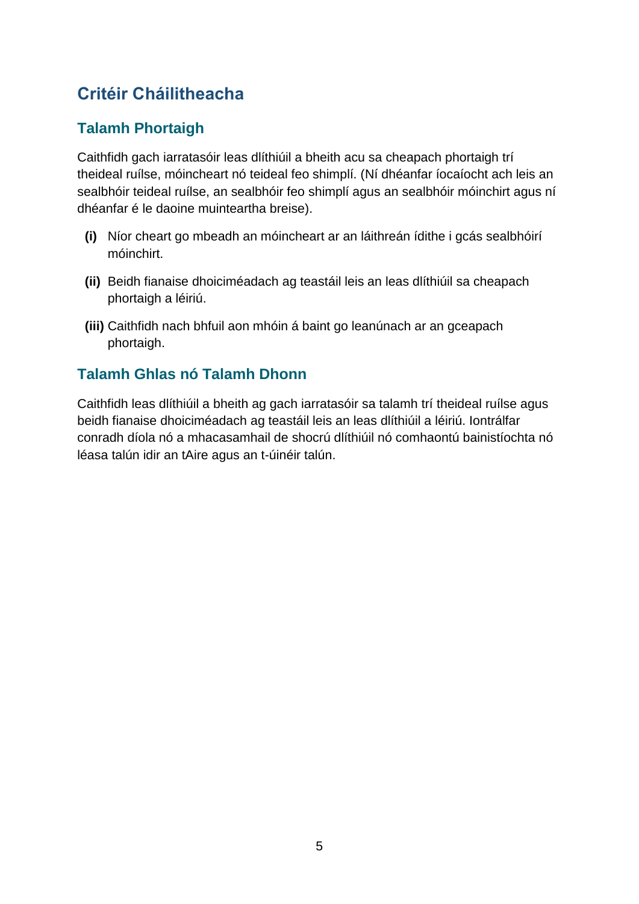## Critéir Cháilitheacha

### Talamh Phortaigh

Caithfidh gach iarratasóir leas dlíthiúil a bheith acu sa cheapach phortaigh trí theideal ruílse, móincheart nó teideal feo shimplí. (Ní dhéanfar íocaíocht ach leis an sealbhóir teideal ruílse, an sealbhóir feo shimplí agus an sealbhóir móinchirt agus ní dhéanfar é le daoine muinteartha breise).

- **(i)** Níor cheart go mbeadh an móincheart ar an láithreán ídithe i gcás sealbhóirí móinchirt.
- **(ii)** Beidh fianaise dhoiciméadach ag teastáil leis an leas dlíthiúil sa cheapach phortaigh a léiriú.
- **(iii)** Caithfidh nach bhfuil aon mhóin á baint go leanúnach ar an gceapach phortaigh.

### Talamh Ghlas nó Talamh Dhonn

Caithfidh leas dlíthiúil a bheith ag gach iarratasóir sa talamh trí theideal ruílse agus beidh fianaise dhoiciméadach ag teastáil leis an leas dlíthiúil a léiriú. Iontrálfar conradh díola nó a mhacasamhail de shocrú dlíthiúil nó comhaontú bainistíochta nó léasa talún idir an tAire agus an t-úinéir talún.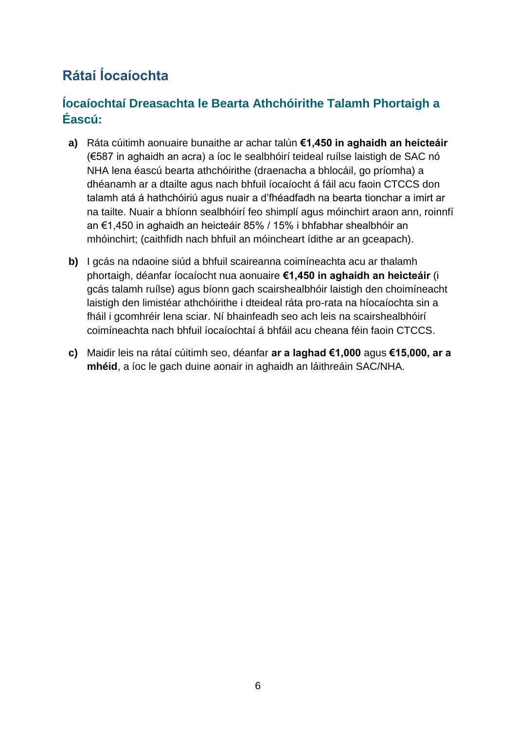## Rátaí Íocaíochta

### Íocaíochtaí Dreasachta le Bearta Athchóirithe Talamh Phortaigh a Éascú:

**a)** Ráta cúitimh aonuaire bunaithe ar achar talún **€1,450 in aghaidh an heicteáir** (€587 in aghaidh an acra) a íoc le sealbhóirí teideal ruílse laistigh de SAC nó NHA lena éascú bearta athchóirithe (draenacha a bhlocáil, go príomha) a dhéanamh ar a dtailte agus nach bhfuil íocaíocht á fáil acu faoin CTCCS don talamh atá á hathchóiriú agus nuair a d'fhéadfadh na bearta tionchar a imirt ar na tailte. Nuair a bhíonn sealbhóirí feo shimplí agus móinchirt araon ann, roinnfí an €1,450 in aghaidh an heicteáir 85% / 15% i bhfabhar shealbhóir an mhóinchirt; (caithfidh nach bhfuil an móincheart ídithe ar an gceapach).

**b)** I gcás na ndaoine siúd a bhfuil scaireanna coimíneachta acu ar thalamh phortaigh, déanfar íocaíocht nua aonuaire **€1,450 in aghaidh an heicteáir** (i gcás talamh ruílse) agus bíonn gach scairshealbhóir laistigh den choimíneacht laistigh den limistéar athchóirithe i dteideal ráta pro-rata na híocaíochta sin a fháil i gcomhréir lena sciar. Ní bhainfeadh seo ach leis na scairshealbhóirí coimíneachta nach bhfuil íocaíochtaí á bhfáil acu cheana féin faoin CTCCS.

**c)** Maidir leis na rátaí cúitimh seo, déanfar **ar a laghad €1,000** agus **€15,000, ar a mhéid**, a íoc le gach duine aonair in aghaidh an láithreáin SAC/NHA.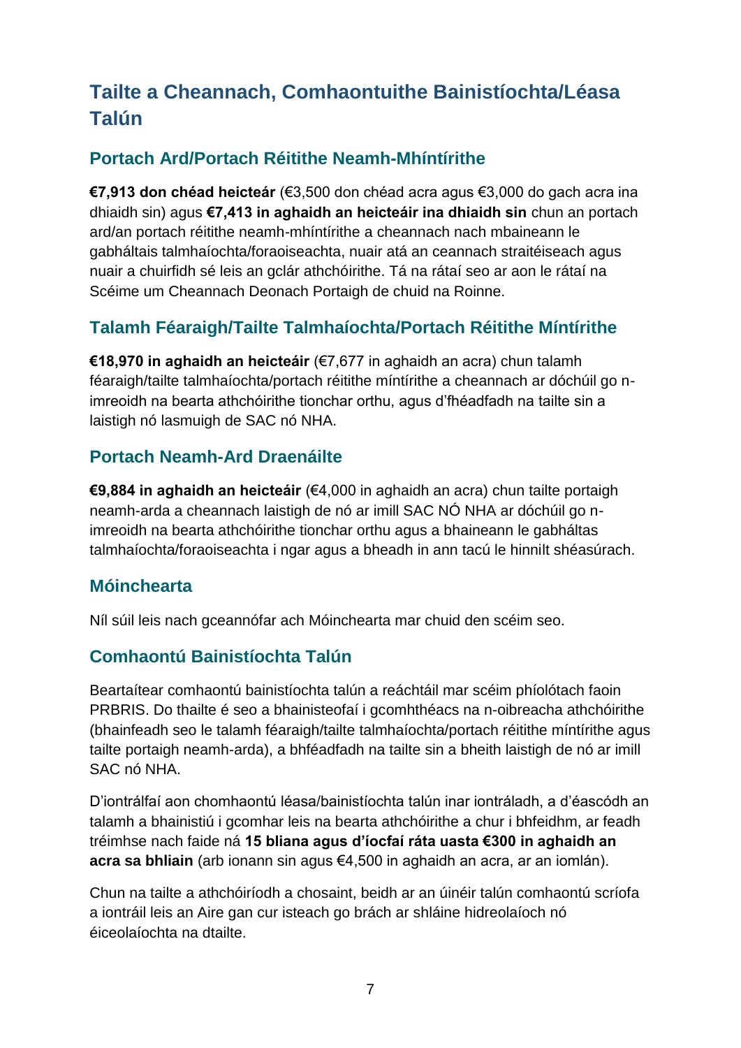# Tailte a Cheannach, Comhaontuithe Bainistíochta/Léasa Talún

## Portach Ard/Portach Réitithe Neamh-Mhíntírithe

**€7,913 don chéad heicteár** (€3,500 don chéad acra agus €3,000 do gach acra ina dhiaidh sin) agus **€7,413 in aghaidh an heicteáir ina dhiaidh sin** chun an portach ard/an portach réitithe neamh-mhíntírithe a cheannach nach mbaineann le gabháltais talmhaíochta/foraoiseachta, nuair atá an ceannach straitéiseach agus nuair a chuirfidh sé leis an gclár athchóirithe. Tá na rátaí seo ar aon le rátaí na Scéime um Cheannach Deonach Portaigh de chuid na Roinne.

## Talamh Féaraigh/Tailte Talmhaíochta/Portach Réitithe Míntírithe

**€18,970 in aghaidh an heicteáir** (€7,677 in aghaidh an acra) chun talamh féaraigh/tailte talmhaíochta/portach réitithe míntírithe a cheannach ar dóchúil go n-imreoidh na bearta athchóirithe tionchar orthu, agus d'fhéadfadh na tailte sin a laistigh nó lasmuigh de SAC nó NHA.

## Portach Neamh-Ard Draenáilte

**€9,884 in aghaidh an heicteáir** (€4,000 in aghaidh an acra) chun tailte portaigh neamh-arda a cheannach laistigh de nó ar imill SAC NÓ NHA ar dóchúil go n-imreoidh na bearta athchóirithe tionchar orthu agus a bhaineann le gabháltas talmhaíochta/foraoiseachta i ngar agus a bheadh in ann tacú le hinnilt shéasúrach.

## Móinchearta

Níl súil leis nach gceannófar ach Móinchearta mar chuid den scéim seo.

## Comhaontú Bainistíochta Talún

Beartaítear comhaontú bainistíochta talún a reáchtáil mar scéim phíolótach faoin PRBRIS. Do thailte é seo a bhainisteofaí i gcomhthéacs na n-oibreacha athchóirithe (bhainfeadh seo le talamh féaraigh/tailte talmhaíochta/portach réitithe míntírithe agus tailte portaigh neamh-arda), a bhféadfadh na tailte sin a bheith laistigh de nó ar imill SAC nó NHA.

D'iontrálfaí aon chomhaontú léasa/bainistíochta talún inar iontráladh, a d'éascódh an talamh a bhainistiú i gcomhar leis na bearta athchóirithe a chur i bhfeidhm, ar feadh tréimhse nach faide ná **15 bliana agus d'íocfaí ráta uasta €300 in aghaidh an acra sa bhliain** (arb ionann sin agus €4,500 in aghaidh an acra, ar an iomlán).

Chun na tailte a athchóiríodh a chosaint, beidh ar an úinéir talún comhaontú scríofa a iontráil leis an Aire gan cur isteach go brách ar shláine hidreolaíoch nó éiceolaíochta na dtailte.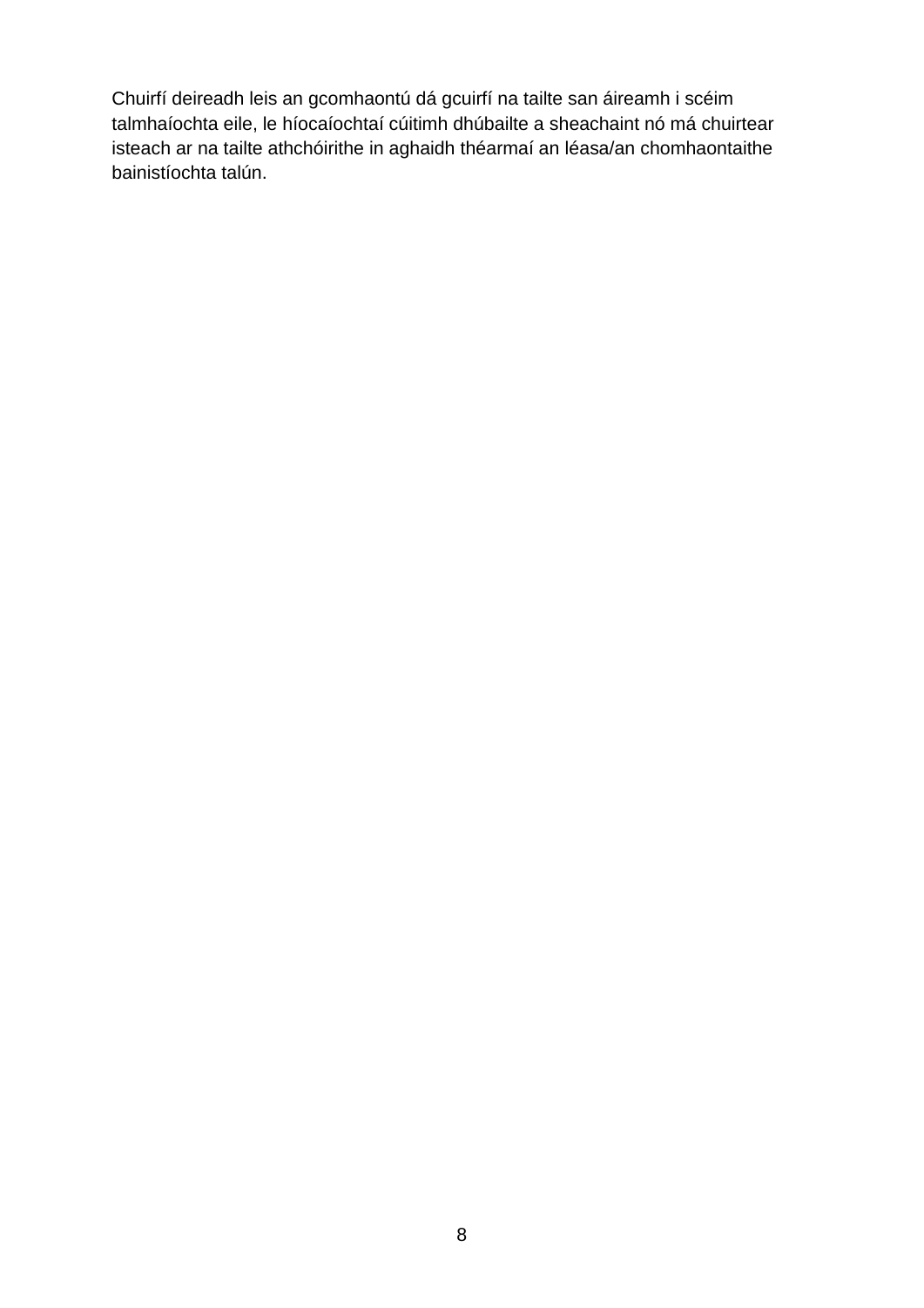Chuirfí deireadh leis an gcomhaontú dá gcuirfí na tailte san áireamh i scéim talmhaíochta eile, le híocaíochtaí cúitimh dhúbailte a sheachaint nó má chuirtear isteach ar na tailte athchóirithe in aghaidh théarmaí an léasa/an chomhaontaithe bainistíochta talún.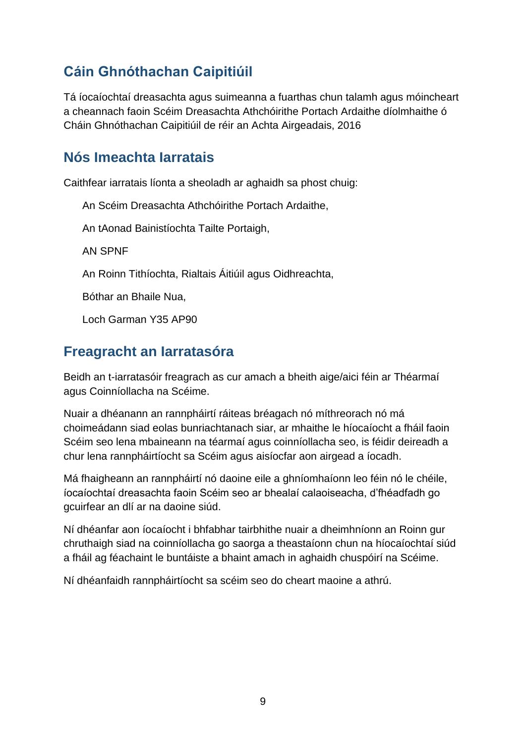## Cáin Ghnóthachan Caipitiúil

Tá íocaíochtaí dreasachta agus suimeanna a fuarthas chun talamh agus móincheart a cheannach faoin Scéim Dreasachta Athchóirithe Portach Ardaithe díolmhaithe ó Cháin Ghnóthachan Caipitiúil de réir an Achta Airgeadais, 2016

## Nós Imeachta Iarratais

Caithfear iarratais líonta a sheoladh ar aghaidh sa phost chuig:

An Scéim Dreasachta Athchóirithe Portach Ardaithe,

An tAonad Bainistíochta Tailte Portaigh,

AN SPNF

An Roinn Tithíochta, Rialtais Áitiúil agus Oidhreachta,

Bóthar an Bhaile Nua,

Loch Garman Y35 AP90

## Freagracht an Iarratasóra

Beidh an t-iarratasóir freagrach as cur amach a bheith aige/aici féin ar Théarmaí agus Coinníollacha na Scéime.

Nuair a dhéanann an rannpháirtí ráiteas bréagach nó míthreorach nó má choimeádann siad eolas bunriachtanach siar, ar mhaithe le híocaíocht a fháil faoin Scéim seo lena mbaineann na téarmaí agus coinníollacha seo, is féidir deireadh a chur lena rannpháirtíocht sa Scéim agus aisíocfar aon airgead a íocadh.

Má fhaigheann an rannpháirtí nó daoine eile a ghníomhaíonn leo féin nó le chéile, íocaíochtaí dreasachta faoin Scéim seo ar bhealaí calaoiseacha, d'fhéadfadh go gcuirfear an dlí ar na daoine siúd.

Ní dhéanfar aon íocaíocht i bhfabhar tairbhithe nuair a dheimhníonn an Roinn gur chruthaigh siad na coinníollacha go saorga a theastaíonn chun na híocaíochtaí siúd a fháil ag féachaint le buntáiste a bhaint amach in aghaidh chuspóirí na Scéime.

Ní dhéanfaidh rannpháirtíocht sa scéim seo do cheart maoine a athrú.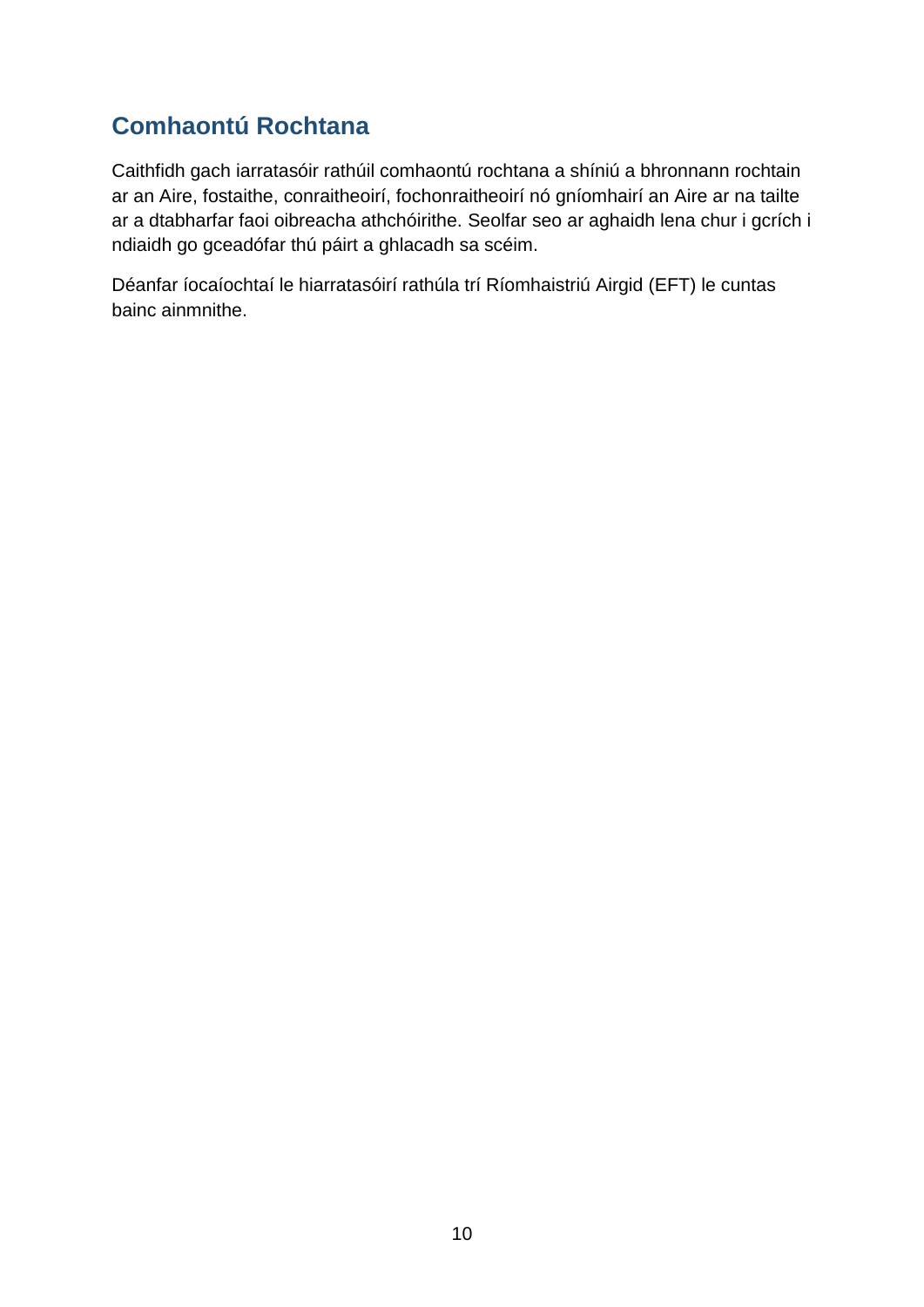## Comhaontú Rochtana

Caithfidh gach iarratasóir rathúil comhaontú rochtana a shíniú a bhronnann rochtain ar an Aire, fostaithe, conraitheoirí, fochonraitheoirí nó gníomhairí an Aire ar na tailte ar a dtabharfar faoi oibreacha athchóirithe. Seolfar seo ar aghaidh lena chur i gcrích i ndiaidh go gceadófar thú páirt a ghlacadh sa scéim.

Déanfar íocaíochtaí le hiarratasóirí rathúla trí Ríomhaistriú Airgid (EFT) le cuntas bainc ainmnithe.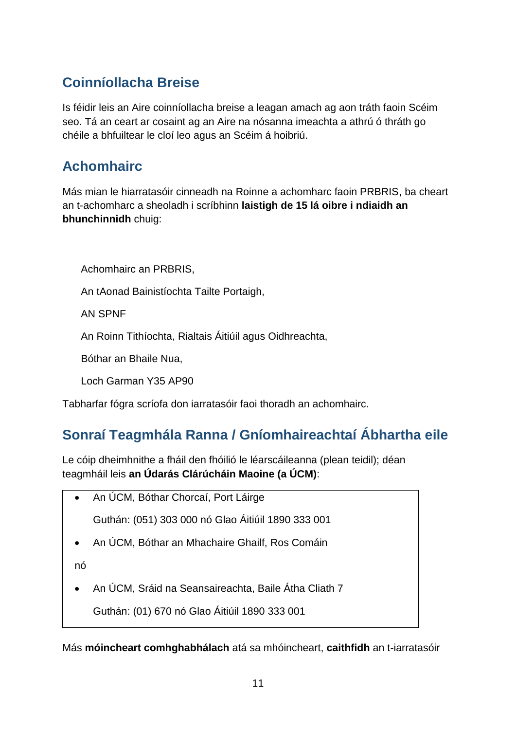## Coinníollacha Breise

Is féidir leis an Aire coinníollacha breise a leagan amach ag aon tráth faoin Scéim seo. Tá an ceart ar cosaint ag an Aire na nósanna imeachta a athrú ó thráth go chéile a bhfuiltear le cloí leo agus an Scéim á hoibriú.

## Achomhairc

Más mian le hiarratasóir cinneadh na Roinne a achomharc faoin PRBRIS, ba cheart an t-achomharc a sheoladh i scríbhinn **laistigh de 15 lá oibre i ndiaidh an bhunchinnidh** chuig:

Achomhairc an PRBRIS,

An tAonad Bainistíochta Tailte Portaigh,

AN SPNF

An Roinn Tithíochta, Rialtais Áitiúil agus Oidhreachta,

Bóthar an Bhaile Nua,

Loch Garman Y35 AP90

Tabharfar fógra scríofa don iarratasóir faoi thoradh an achomhairc.

## Sonraí Teagmhála Ranna / Gníomhaireachtaí Ábhartha eile

Le cóip dheimhnithe a fháil den fhóilió le léarscáileanna (plean teidil); déan teagmháil leis **an Údarás Clárúcháin Maoine (a ÚCM)**:

- An ÚCM, Bóthar Chorcaí, Port Láirge

  Guthán: (051) 303 000 nó Glao Áitiúil 1890 333 001

- An ÚCM, Bóthar an Mhachaire Ghailf, Ros Comáin

nó

- An ÚCM, Sráid na Seansaireachta, Baile Átha Cliath 7

  Guthán: (01) 670 nó Glao Áitiúil 1890 333 001

Más **móincheart comhghabhálach** atá sa mhóincheart, **caithfidh** an t-iarratasóir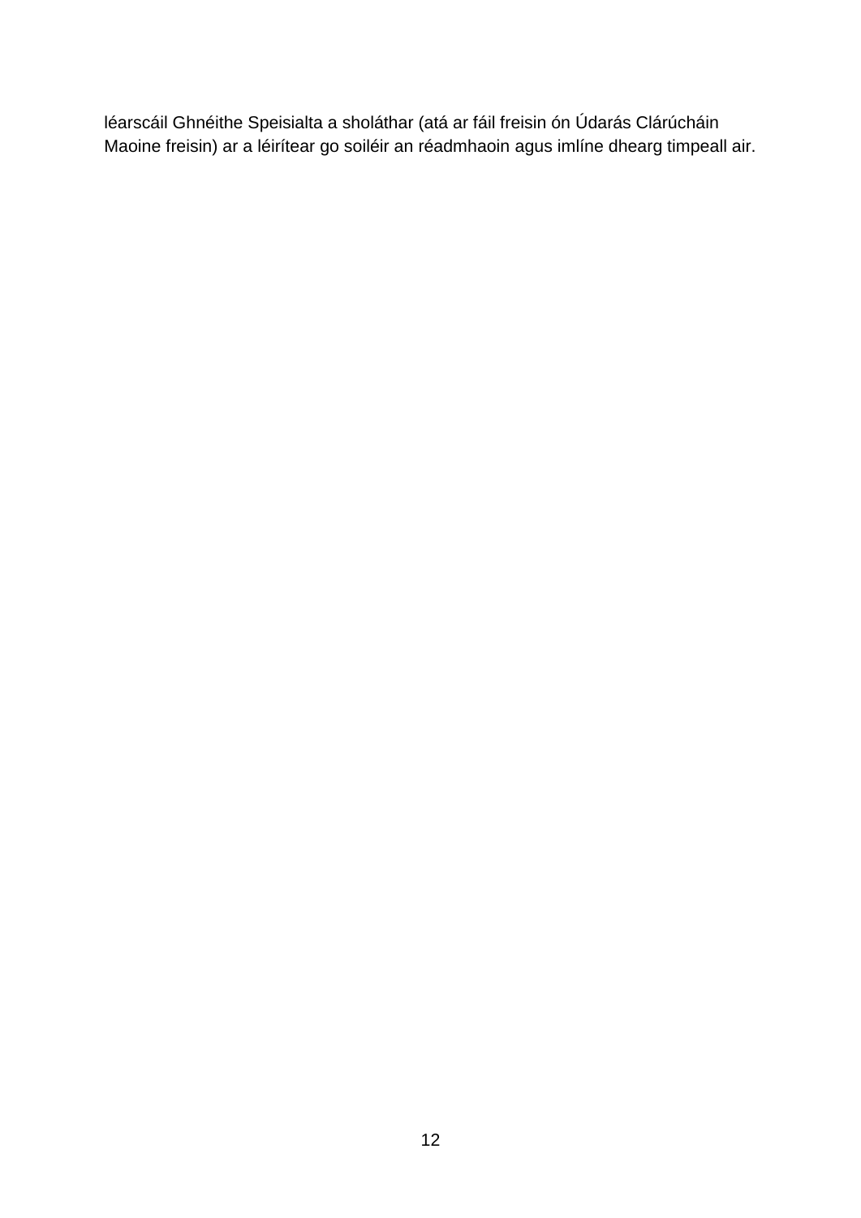léarscáil Ghnéithe Speisialta a sholáthar (atá ar fáil freisin ón Údarás Clárúcháin Maoine freisin) ar a léirítear go soiléir an réadmhaoin agus imlíne dhearg timpeall air.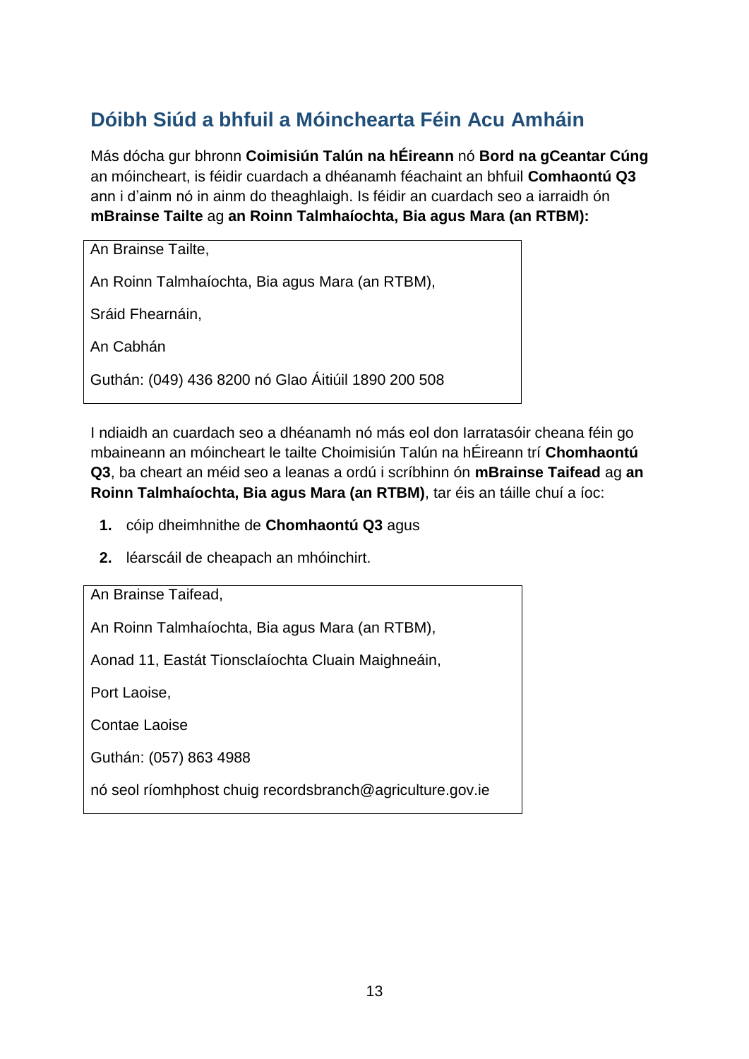## Dóibh Siúd a bhfuil a Móinchearta Féin Acu Amháin

Más dócha gur bhronn **Coimisiún Talún na hÉireann** nó **Bord na gCeantar Cúng** an móincheart, is féidir cuardach a dhéanamh féachaint an bhfuil **Comhaontú Q3** ann i d'ainm nó in ainm do theaghlaigh. Is féidir an cuardach seo a iarraidh ón **mBrainse Tailte** ag **an Roinn Talmhaíochta, Bia agus Mara (an RTBM):**

> An Brainse Tailte,
>
> An Roinn Talmhaíochta, Bia agus Mara (an RTBM),
>
> Sráid Fhearnáin,
>
> An Cabhán
>
> Guthán: (049) 436 8200 nó Glao Áitiúil 1890 200 508

I ndiaidh an cuardach seo a dhéanamh nó más eol don Iarratasóir cheana féin go mbaineann an móincheart le tailte Choimisiún Talún na hÉireann trí **Chomhaontú Q3**, ba cheart an méid seo a leanas a ordú i scríbhinn ón **mBrainse Taifead** ag **an Roinn Talmhaíochta, Bia agus Mara (an RTBM)**, tar éis an táille chuí a íoc:

1. cóip dheimhnithe de **Chomhaontú Q3** agus
2. léarscáil de cheapach an mhóinchirt.

> An Brainse Taifead,
>
> An Roinn Talmhaíochta, Bia agus Mara (an RTBM),
>
> Aonad 11, Eastát Tionsclaíochta Cluain Maighneáin,
>
> Port Laoise,
>
> Contae Laoise
>
> Guthán: (057) 863 4988
>
> nó seol ríomhphost chuig recordsbranch@agriculture.gov.ie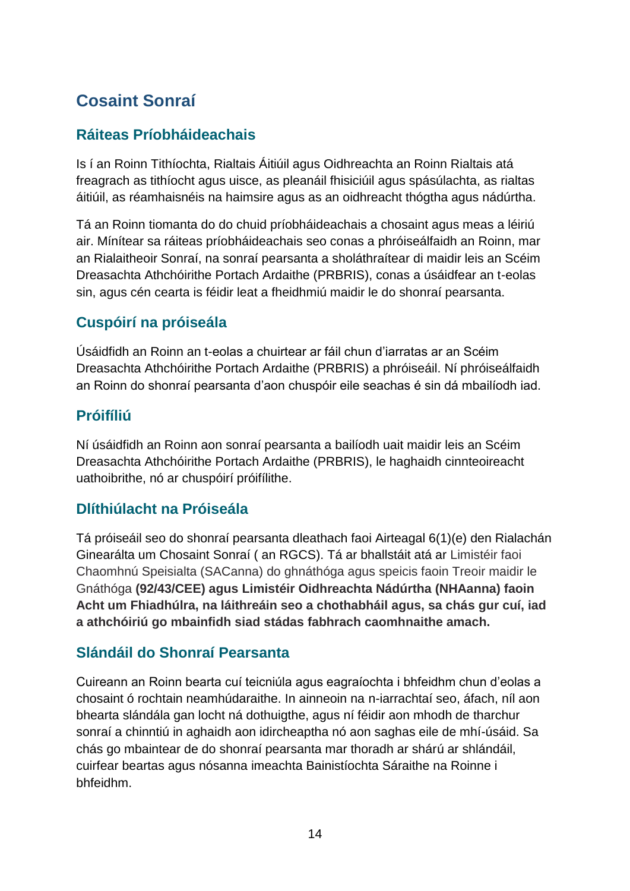# Cosaint Sonraí

## Ráiteas Príobháideachais

Is í an Roinn Tithíochta, Rialtais Áitiúil agus Oidhreachta an Roinn Rialtais atá freagrach as tithíocht agus uisce, as pleanáil fhisiciúil agus spásúlachta, as rialtas áitiúil, as réamhaisnéis na haimsire agus as an oidhreacht thógtha agus nádúrtha.

Tá an Roinn tiomanta do do chuid príobháideachais a chosaint agus meas a léiriú air. Mínítear sa ráiteas príobháideachais seo conas a phróiseálfaidh an Roinn, mar an Rialaitheoir Sonraí, na sonraí pearsanta a sholáthraítear di maidir leis an Scéim Dreasachta Athchóirithe Portach Ardaithe (PRBRIS), conas a úsáidfear an t-eolas sin, agus cén cearta is féidir leat a fheidhmiú maidir le do shonraí pearsanta.

## Cuspóirí na próiseála

Úsáidfidh an Roinn an t-eolas a chuirtear ar fáil chun d'iarratas ar an Scéim Dreasachta Athchóirithe Portach Ardaithe (PRBRIS) a phróiseáil. Ní phróiseálfaidh an Roinn do shonraí pearsanta d'aon chuspóir eile seachas é sin dá mbailíodh iad.

## Próifíliú

Ní úsáidfidh an Roinn aon sonraí pearsanta a bailíodh uait maidir leis an Scéim Dreasachta Athchóirithe Portach Ardaithe (PRBRIS), le haghaidh cinnteoireacht uathoibrithe, nó ar chuspóirí próifílithe.

## Dlíthiúlacht na Próiseála

Tá próiseáil seo do shonraí pearsanta dleathach faoi Airteagal 6(1)(e) den Rialachán Ginearálta um Chosaint Sonraí ( an RGCS). Tá ar bhallstáit atá ar Limistéir faoi Chaomhnú Speisialta (SACanna) do ghnáthóga agus speicis faoin Treoir maidir le Gnáthóga **(92/43/CEE) agus Limistéir Oidhreachta Nádúrtha (NHAanna) faoin Acht um Fhiadhúlra, na láithreáin seo a chothabháil agus, sa chás gur cuí, iad a athchóiriú go mbainfidh siad stádas fabhrach caomhnaithe amach.**

## Slándáil do Shonraí Pearsanta

Cuireann an Roinn bearta cuí teicniúla agus eagraíochta i bhfeidhm chun d'eolas a chosaint ó rochtain neamhúdaraithe. In ainneoin na n-iarrachtaí seo, áfach, níl aon bhearta slándála gan locht ná dothuigthe, agus ní féidir aon mhodh de tharchur sonraí a chinntiú in aghaidh aon idircheaptha nó aon saghas eile de mhí-úsáid. Sa chás go mbaintear de do shonraí pearsanta mar thoradh ar shárú ar shlándáil, cuirfear beartas agus nósanna imeachta Bainistíochta Sáraithe na Roinne i bhfeidhm.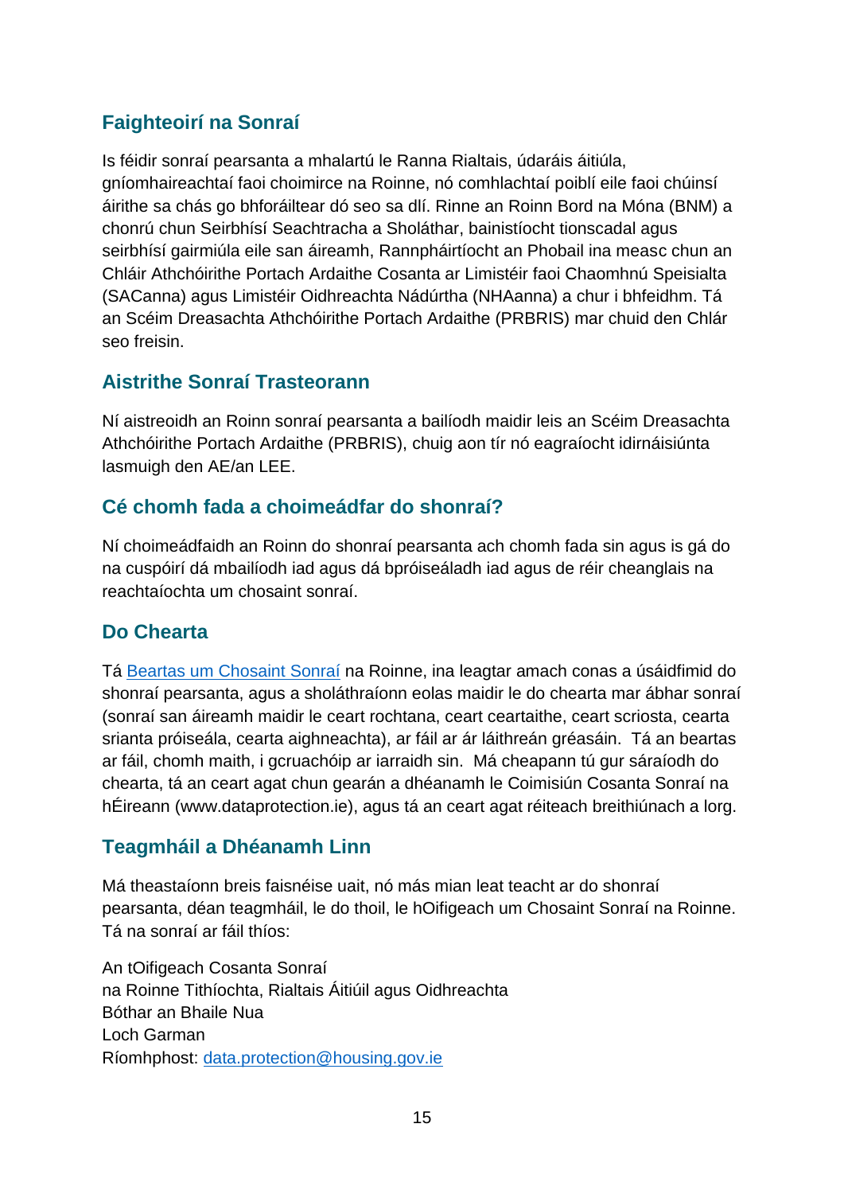## Faighteoirí na Sonraí

Is féidir sonraí pearsanta a mhalartú le Ranna Rialtais, údaráis áitiúla, gníomhaireachtaí faoi choimirce na Roinne, nó comhlachtaí poiblí eile faoi chúinsí áirithe sa chás go bhforáiltear dó seo sa dlí. Rinne an Roinn Bord na Móna (BNM) a chonrú chun Seirbhísí Seachtracha a Sholáthar, bainistíocht tionscadal agus seirbhísí gairmiúla eile san áireamh, Rannpháirtíocht an Phobail ina measc chun an Chláir Athchóirithe Portach Ardaithe Cosanta ar Limistéir faoi Chaomhnú Speisialta (SACanna) agus Limistéir Oidhreachta Nádúrtha (NHAanna) a chur i bhfeidhm. Tá an Scéim Dreasachta Athchóirithe Portach Ardaithe (PRBRIS) mar chuid den Chlár seo freisin.

## Aistrithe Sonraí Trasteorann

Ní aistreoidh an Roinn sonraí pearsanta a bailíodh maidir leis an Scéim Dreasachta Athchóirithe Portach Ardaithe (PRBRIS), chuig aon tír nó eagraíocht idirnáisiúnta lasmuigh den AE/an LEE.

## Cé chomh fada a choimeádfar do shonraí?

Ní choimeádfaidh an Roinn do shonraí pearsanta ach chomh fada sin agus is gá do na cuspóirí dá mbailíodh iad agus dá bpróiseáladh iad agus de réir cheanglais na reachtaíochta um chosaint sonraí.

## Do Chearta

Tá [Beartas um Chosaint Sonraí](#) na Roinne, ina leagtar amach conas a úsáidfimid do shonraí pearsanta, agus a sholáthraíonn eolas maidir le do chearta mar ábhar sonraí (sonraí san áireamh maidir le ceart rochtana, ceart ceartaithe, ceart scriosta, cearta srianta próiseála, cearta aighneachta), ar fáil ar ár láithreán gréasáin. Tá an beartas ar fáil, chomh maith, i gcruachóip ar iarraidh sin. Má cheapann tú gur sáraíodh do chearta, tá an ceart agat chun gearán a dhéanamh le Coimisiún Cosanta Sonraí na hÉireann (www.dataprotection.ie), agus tá an ceart agat réiteach breithiúnach a lorg.

## Teagmháil a Dhéanamh Linn

Má theastaíonn breis faisnéise uait, nó más mian leat teacht ar do shonraí pearsanta, déan teagmháil, le do thoil, le hOifigeach um Chosaint Sonraí na Roinne. Tá na sonraí ar fáil thíos:

An tOifigeach Cosanta Sonraí  
na Roinne Tithíochta, Rialtais Áitiúil agus Oidhreachta  
Bóthar an Bhaile Nua  
Loch Garman  
Ríomhphost: [data.protection@housing.gov.ie](mailto:data.protection@housing.gov.ie)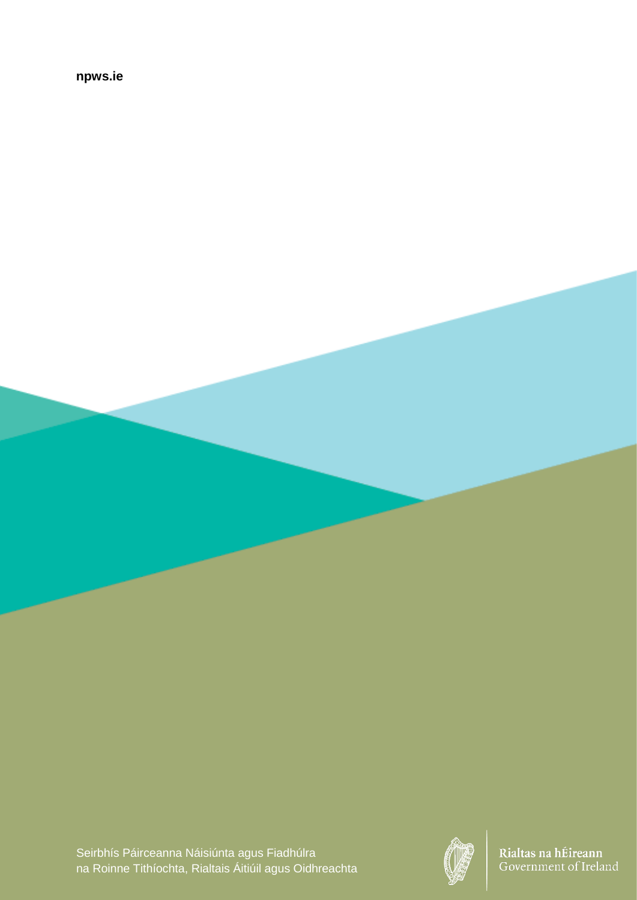**npws.ie**

Seirbhís Páirceanna Náisiúnta agus Fiadhúlra
na Roinne Tithíochta, Rialtais Áitiúil agus Oidhreachta

Rialtas na hÉireann
Government of Ireland